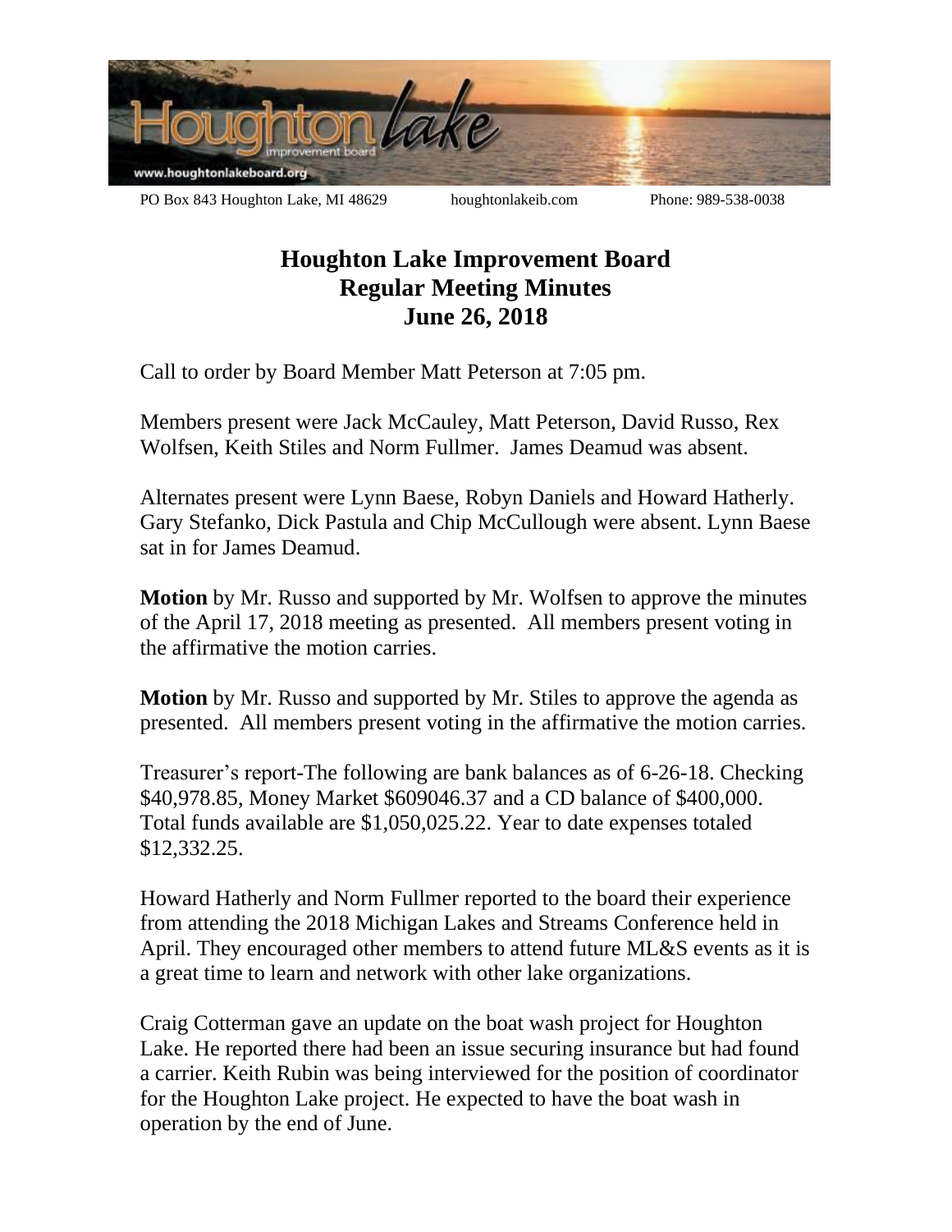PO Box 843 Houghton Lake, MI 48629 houghtonlakeib.com Phone: 989-538-0038

# Houghton Lake Improvement Board
## Regular Meeting Minutes
## June 26, 2018

Call to order by Board Member Matt Peterson at 7:05 pm.

Members present were Jack McCauley, Matt Peterson, David Russo, Rex Wolfsen, Keith Stiles and Norm Fullmer. James Deamud was absent.

Alternates present were Lynn Baese, Robyn Daniels and Howard Hatherly. Gary Stefanko, Dick Pastula and Chip McCullough were absent. Lynn Baese sat in for James Deamud.

**Motion** by Mr. Russo and supported by Mr. Wolfsen to approve the minutes of the April 17, 2018 meeting as presented. All members present voting in the affirmative the motion carries.

**Motion** by Mr. Russo and supported by Mr. Stiles to approve the agenda as presented. All members present voting in the affirmative the motion carries.

Treasurer's report-The following are bank balances as of 6-26-18. Checking $40,978.85, Money Market $609046.37 and a CD balance of $400,000. Total funds available are $1,050,025.22. Year to date expenses totaled $12,332.25.

Howard Hatherly and Norm Fullmer reported to the board their experience from attending the 2018 Michigan Lakes and Streams Conference held in April. They encouraged other members to attend future ML&S events as it is a great time to learn and network with other lake organizations.

Craig Cotterman gave an update on the boat wash project for Houghton Lake. He reported there had been an issue securing insurance but had found a carrier. Keith Rubin was being interviewed for the position of coordinator for the Houghton Lake project. He expected to have the boat wash in operation by the end of June.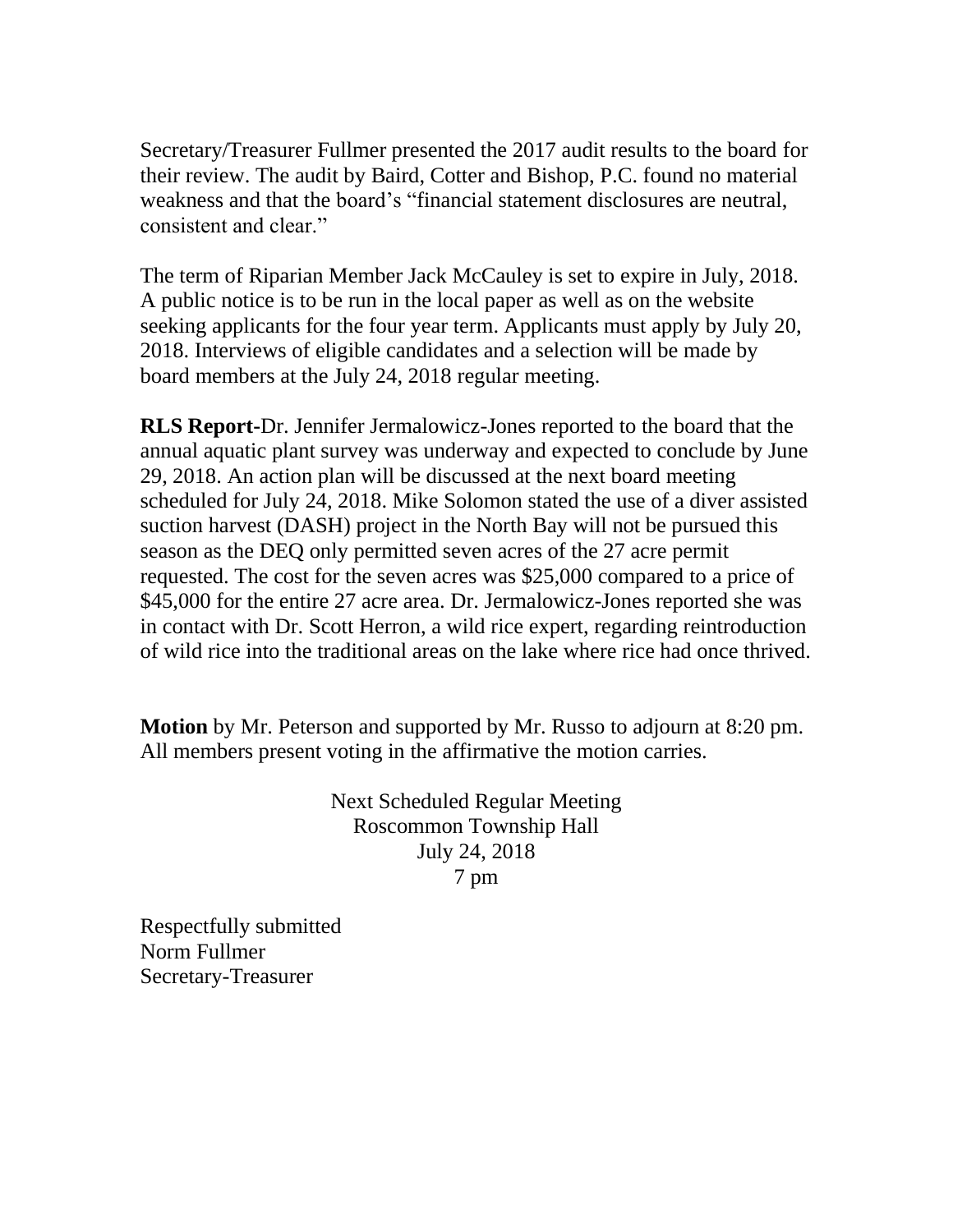Secretary/Treasurer Fullmer presented the 2017 audit results to the board for their review. The audit by Baird, Cotter and Bishop, P.C. found no material weakness and that the board's "financial statement disclosures are neutral, consistent and clear."

The term of Riparian Member Jack McCauley is set to expire in July, 2018. A public notice is to be run in the local paper as well as on the website seeking applicants for the four year term. Applicants must apply by July 20, 2018. Interviews of eligible candidates and a selection will be made by board members at the July 24, 2018 regular meeting.

**RLS Report**-Dr. Jennifer Jermalowicz-Jones reported to the board that the annual aquatic plant survey was underway and expected to conclude by June 29, 2018. An action plan will be discussed at the next board meeting scheduled for July 24, 2018. Mike Solomon stated the use of a diver assisted suction harvest (DASH) project in the North Bay will not be pursued this season as the DEQ only permitted seven acres of the 27 acre permit requested. The cost for the seven acres was $25,000 compared to a price of $45,000 for the entire 27 acre area. Dr. Jermalowicz-Jones reported she was in contact with Dr. Scott Herron, a wild rice expert, regarding reintroduction of wild rice into the traditional areas on the lake where rice had once thrived.

**Motion** by Mr. Peterson and supported by Mr. Russo to adjourn at 8:20 pm. All members present voting in the affirmative the motion carries.

Next Scheduled Regular Meeting
Roscommon Township Hall
July 24, 2018
7 pm

Respectfully submitted
Norm Fullmer
Secretary-Treasurer